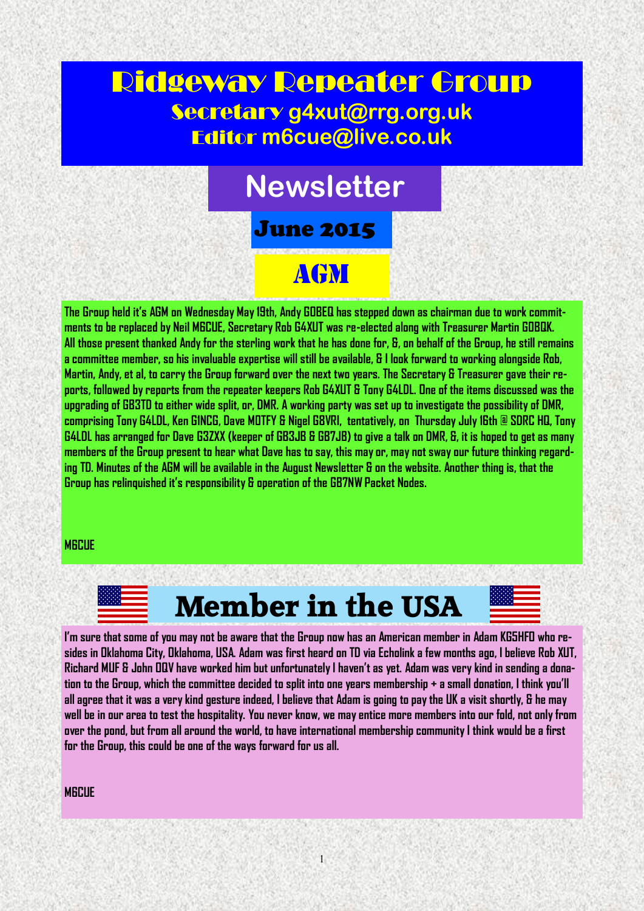# Ridgeway Repeater Group

**Secretary g4xut@rrg.org.uk**

**Editor m6cue@live.co.uk**

# Newsletter

## June 2015

## AGM

The Group held it's AGM on Wednesday May 19th, Andy G0BEQ has stepped down as chairman due to work commitments to be replaced by Neil M6CUE, Secretary Rob G4XUT was re-elected along with Treasurer Martin G0BQK. All those present thanked Andy for the sterling work that he has done for, &, on behalf of the Group, he still remains a committee member, so his invaluable expertise will still be available, & I look forward to working alongside Rob, Martin, Andy, et al, to carry the Group forward over the next two years. The Secretary & Treasurer gave their reports, followed by reports from the repeater keepers Rob G4XUT & Tony G4LDL. One of the items discussed was the upgrading of GB3TD to either wide split, or, DMR. A working party was set up to investigate the possibility of DMR, comprising Tony G4LDL, Ken G1NCG, Dave M0TFY & Nigel G8VRI, tentatively, on Thursday July 16th @ SDRC HQ, Tony G4LDL has arranged for Dave G3ZXX (keeper of GB3JB & GB7JB) to give a talk on DMR, &, it is hoped to get as many members of the Group present to hear what Dave has to say, this may or, may not sway our future thinking regarding TD. Minutes of the AGM will be available in the August Newsletter & on the website. Another thing is, that the Group has relinquished it's responsibility & operation of the GB7NW Packet Nodes.

M6CUE

## Member in the USA

I'm sure that some of you may not be aware that the Group now has an American member in Adam KG5HFO who resides in Oklahoma City, Oklahoma, USA. Adam was first heard on TD via Echolink a few months ago, I believe Rob XUT, Richard MUF & John DQV have worked him but unfortunately I haven't as yet. Adam was very kind in sending a donation to the Group, which the committee decided to split into one years membership + a small donation, I think you'll all agree that it was a very kind gesture indeed, I believe that Adam is going to pay the UK a visit shortly, & he may well be in our area to test the hospitality. You never know, we may entice more members into our fold, not only from over the pond, but from all around the world, to have international membership community I think would be a first for the Group, this could be one of the ways forward for us all.

M6CUE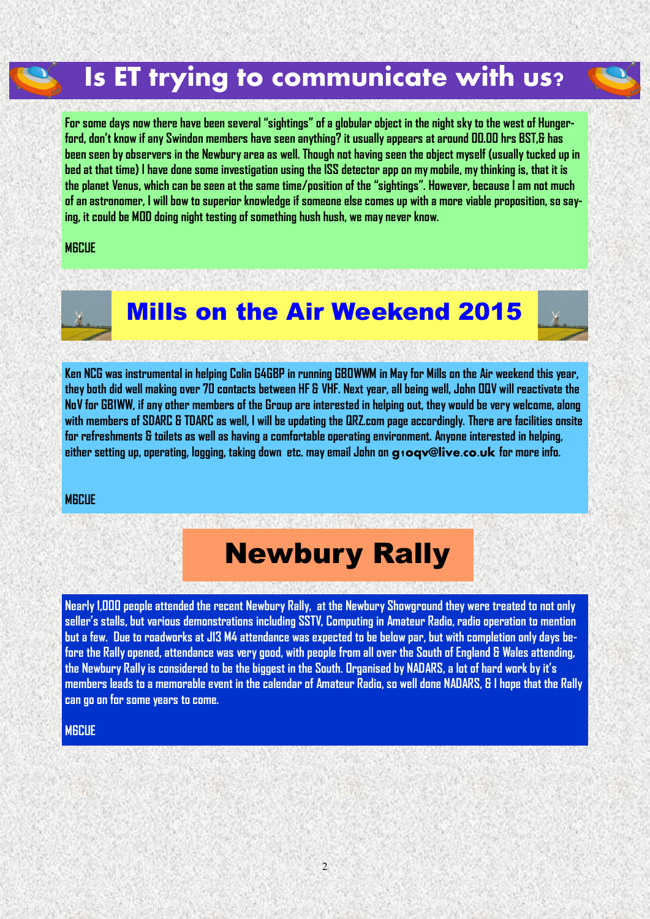# Is ET trying to communicate with us?

For some days now there have been several "sightings" of a globular object in the night sky to the west of Hungerford, don't know if any Swindon members have seen anything? it usually appears at around 00.00 hrs BST,& has been seen by observers in the Newbury area as well. Though not having seen the object myself (usually tucked up in bed at that time) I have done some investigation using the ISS detector app on my mobile, my thinking is, that it is the planet Venus, which can be seen at the same time/position of the "sightings". However, because I am not much of an astronomer, I will bow to superior knowledge if someone else comes up with a more viable proposition, so saying, it could be MOD doing night testing of something hush hush, we may never know.

M6CUE

# Mills on the Air Weekend 2015

Ken NCG was instrumental in helping Colin G4GBP in running GB0WWM in May for Mills on the Air weekend this year, they both did well making over 70 contacts between HF & VHF. Next year, all being well, John OQV will reactivate the NoV for GB1WW, if any other members of the Group are interested in helping out, they would be very welcome, along with members of SDARC & TDARC as well, I will be updating the QRZ.com page accordingly. There are facilities onsite for refreshments & toilets as well as having a comfortable operating environment. Anyone interested in helping, either setting up, operating, logging, taking down etc. may email John on **g1oqv@live.co.uk** for more info.

M6CUE

# Newbury Rally

Nearly 1,000 people attended the recent Newbury Rally, at the Newbury Showground they were treated to not only seller's stalls, but various demonstrations including SSTV, Computing in Amateur Radio, radio operation to mention but a few. Due to roadworks at J13 M4 attendance was expected to be below par, but with completion only days before the Rally opened, attendance was very good, with people from all over the South of England & Wales attending, the Newbury Rally is considered to be the biggest in the South. Organised by NADARS, a lot of hard work by it's members leads to a memorable event in the calendar of Amateur Radio, so well done NADARS, & I hope that the Rally can go on for some years to come.

M6CUE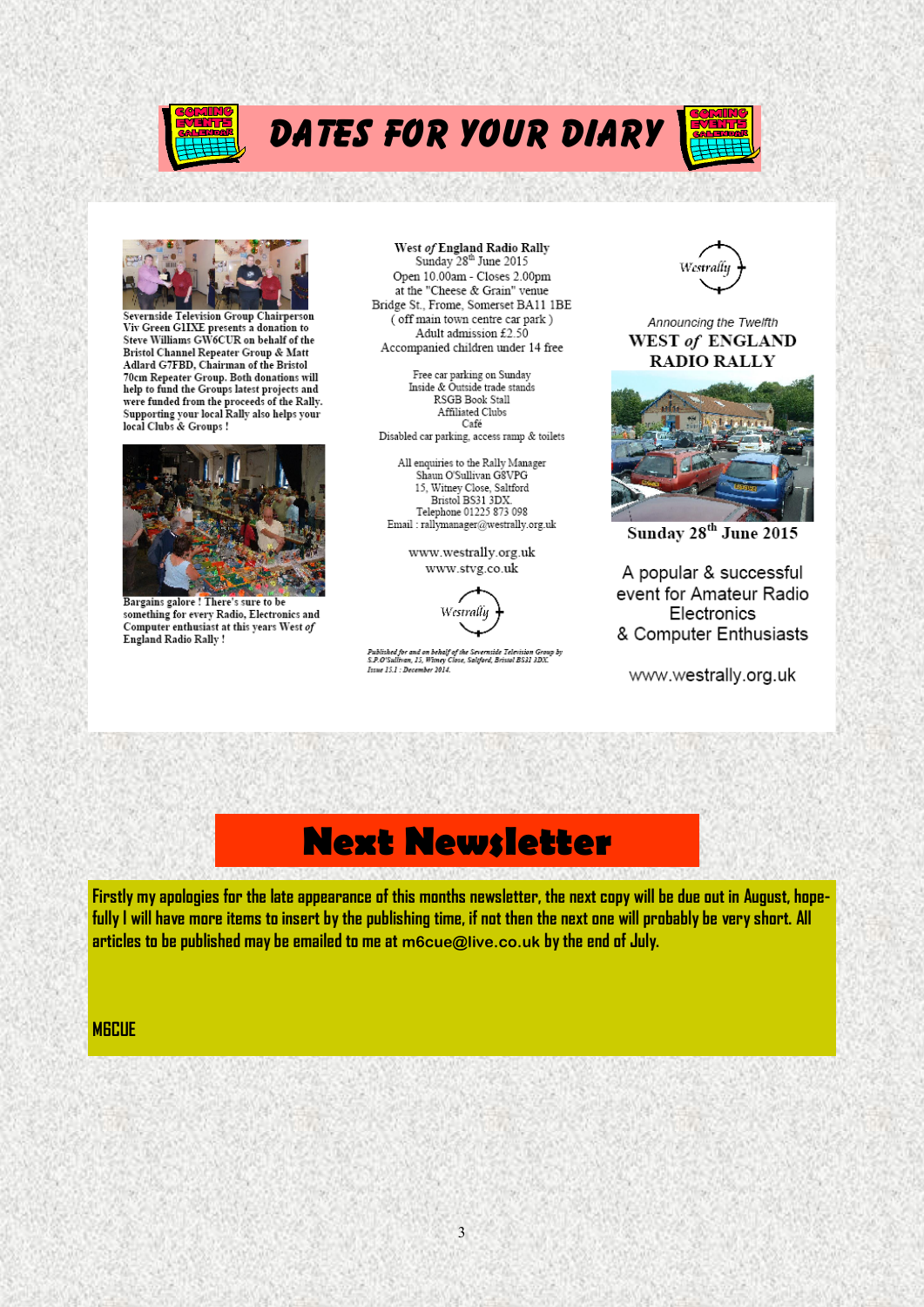# DATES FOR YOUR DIARY

Severnside Television Group Chairperson Viv Green G1IXE presents a donation to Steve Williams GW6CUR on behalf of the Bristol Channel Repeater Group & Matt Adlard G7FBD, Chairman of the Bristol 70cm Repeater Group. Both donations will help to fund the Groups latest projects and were funded from the proceeds of the Rally. Supporting your local Rally also helps your local Clubs & Groups !

Bargains galore ! There's sure to be something for every Radio, Electronics and Computer enthusiast at this years West *of* England Radio Rally !

**West *of* England Radio Rally**
Sunday 28th June 2015
Open 10.00am - Closes 2.00pm
at the "Cheese & Grain" venue
Bridge St., Frome, Somerset BA11 1BE
( off main town centre car park )
Adult admission £2.50
Accompanied children under 14 free

Free car parking on Sunday
Inside & Outside trade stands
RSGB Book Stall
Affiliated Clubs
Café
Disabled car parking, access ramp & toilets

All enquiries to the Rally Manager
Shaun O'Sullivan G8VPG
15, Witney Close, Saltford
Bristol BS31 3DX.
Telephone 01225 873 098
Email : rallymanager@westrally.org.uk

www.westrally.org.uk
www.stvg.co.uk

Westrally

*Published for and on behalf of the Severnside Television Group by S.P.O'Sullivan, 15, Witney Close, Saltford, Bristol BS31 3DX. Issue 15.1 : December 2014.*

Westrally

*Announcing the Twelfth*

**WEST *of* ENGLAND RADIO RALLY**

**Sunday 28th June 2015**

A popular & successful event for Amateur Radio Electronics & Computer Enthusiasts

www.westrally.org.uk

# Next Newsletter

**Firstly my apologies for the late appearance of this months newsletter, the next copy will be due out in August, hopefully I will have more items to insert by the publishing time, if not then the next one will probably be very short. All articles to be published may be emailed to me at m6cue@live.co.uk by the end of July.**

**M6CUE**